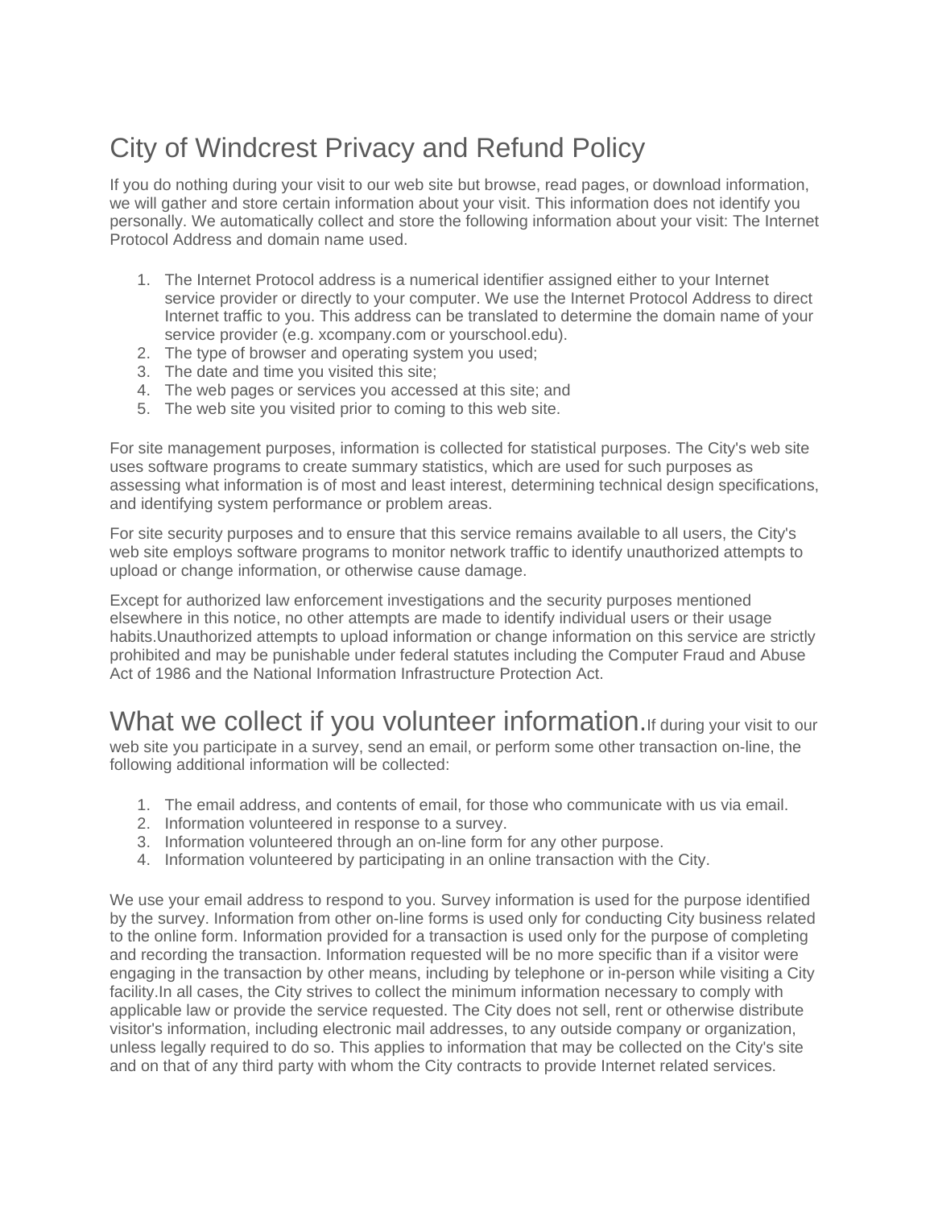# City of Windcrest Privacy and Refund Policy

If you do nothing during your visit to our web site but browse, read pages, or download information, we will gather and store certain information about your visit. This information does not identify you personally. We automatically collect and store the following information about your visit: The Internet Protocol Address and domain name used.

1. The Internet Protocol address is a numerical identifier assigned either to your Internet service provider or directly to your computer. We use the Internet Protocol Address to direct Internet traffic to you. This address can be translated to determine the domain name of your service provider (e.g. xcompany.com or yourschool.edu).
2. The type of browser and operating system you used;
3. The date and time you visited this site;
4. The web pages or services you accessed at this site; and
5. The web site you visited prior to coming to this web site.

For site management purposes, information is collected for statistical purposes. The City's web site uses software programs to create summary statistics, which are used for such purposes as assessing what information is of most and least interest, determining technical design specifications, and identifying system performance or problem areas.

For site security purposes and to ensure that this service remains available to all users, the City's web site employs software programs to monitor network traffic to identify unauthorized attempts to upload or change information, or otherwise cause damage.

Except for authorized law enforcement investigations and the security purposes mentioned elsewhere in this notice, no other attempts are made to identify individual users or their usage habits.Unauthorized attempts to upload information or change information on this service are strictly prohibited and may be punishable under federal statutes including the Computer Fraud and Abuse Act of 1986 and the National Information Infrastructure Protection Act.

## What we collect if you volunteer information.

If during your visit to our web site you participate in a survey, send an email, or perform some other transaction on-line, the following additional information will be collected:

1. The email address, and contents of email, for those who communicate with us via email.
2. Information volunteered in response to a survey.
3. Information volunteered through an on-line form for any other purpose.
4. Information volunteered by participating in an online transaction with the City.

We use your email address to respond to you. Survey information is used for the purpose identified by the survey. Information from other on-line forms is used only for conducting City business related to the online form. Information provided for a transaction is used only for the purpose of completing and recording the transaction. Information requested will be no more specific than if a visitor were engaging in the transaction by other means, including by telephone or in-person while visiting a City facility.In all cases, the City strives to collect the minimum information necessary to comply with applicable law or provide the service requested. The City does not sell, rent or otherwise distribute visitor's information, including electronic mail addresses, to any outside company or organization, unless legally required to do so. This applies to information that may be collected on the City's site and on that of any third party with whom the City contracts to provide Internet related services.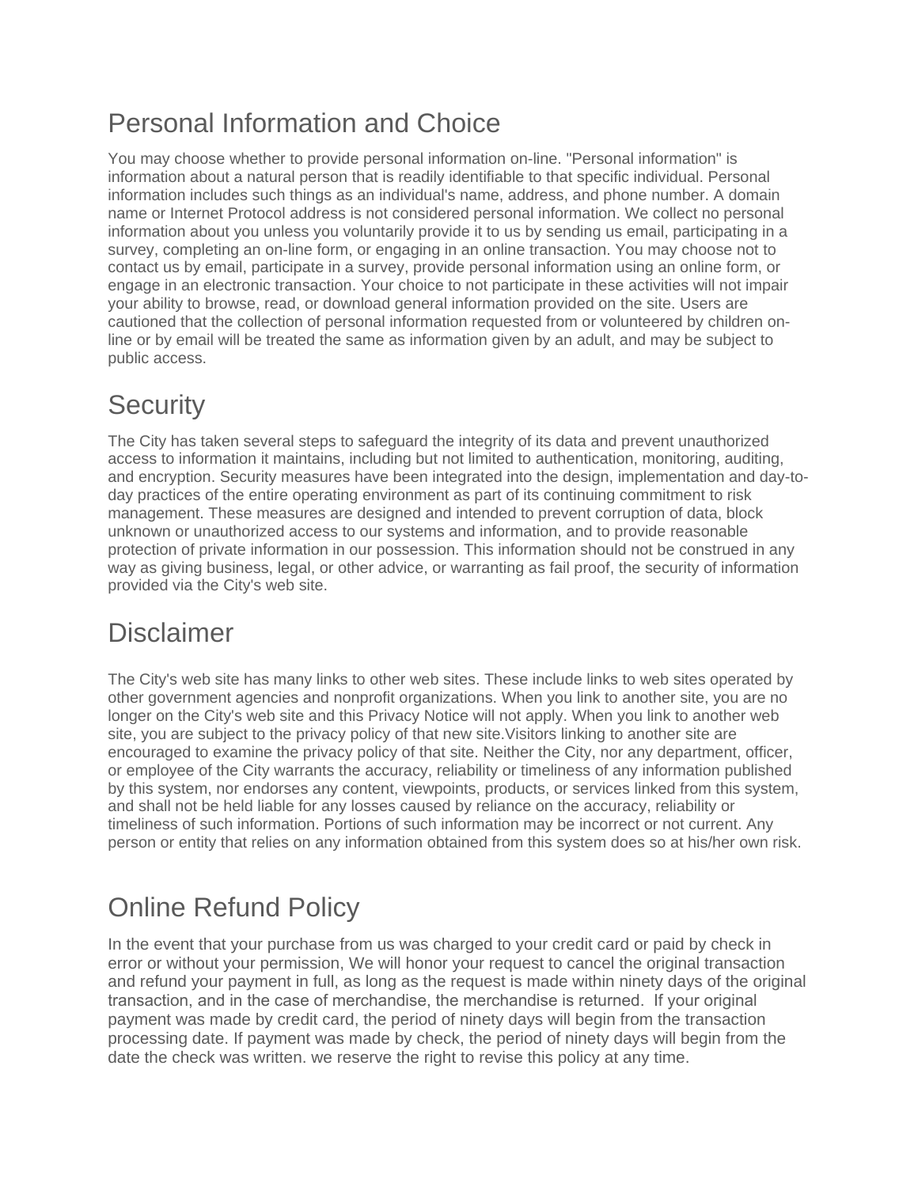## Personal Information and Choice

You may choose whether to provide personal information on-line. "Personal information" is information about a natural person that is readily identifiable to that specific individual. Personal information includes such things as an individual's name, address, and phone number. A domain name or Internet Protocol address is not considered personal information. We collect no personal information about you unless you voluntarily provide it to us by sending us email, participating in a survey, completing an on-line form, or engaging in an online transaction. You may choose not to contact us by email, participate in a survey, provide personal information using an online form, or engage in an electronic transaction. Your choice to not participate in these activities will not impair your ability to browse, read, or download general information provided on the site. Users are cautioned that the collection of personal information requested from or volunteered by children on-line or by email will be treated the same as information given by an adult, and may be subject to public access.

## Security

The City has taken several steps to safeguard the integrity of its data and prevent unauthorized access to information it maintains, including but not limited to authentication, monitoring, auditing, and encryption. Security measures have been integrated into the design, implementation and day-to-day practices of the entire operating environment as part of its continuing commitment to risk management. These measures are designed and intended to prevent corruption of data, block unknown or unauthorized access to our systems and information, and to provide reasonable protection of private information in our possession. This information should not be construed in any way as giving business, legal, or other advice, or warranting as fail proof, the security of information provided via the City's web site.

## Disclaimer

The City's web site has many links to other web sites. These include links to web sites operated by other government agencies and nonprofit organizations. When you link to another site, you are no longer on the City's web site and this Privacy Notice will not apply. When you link to another web site, you are subject to the privacy policy of that new site.Visitors linking to another site are encouraged to examine the privacy policy of that site. Neither the City, nor any department, officer, or employee of the City warrants the accuracy, reliability or timeliness of any information published by this system, nor endorses any content, viewpoints, products, or services linked from this system, and shall not be held liable for any losses caused by reliance on the accuracy, reliability or timeliness of such information. Portions of such information may be incorrect or not current. Any person or entity that relies on any information obtained from this system does so at his/her own risk.

## Online Refund Policy

In the event that your purchase from us was charged to your credit card or paid by check in error or without your permission, We will honor your request to cancel the original transaction and refund your payment in full, as long as the request is made within ninety days of the original transaction, and in the case of merchandise, the merchandise is returned. If your original payment was made by credit card, the period of ninety days will begin from the transaction processing date. If payment was made by check, the period of ninety days will begin from the date the check was written. we reserve the right to revise this policy at any time.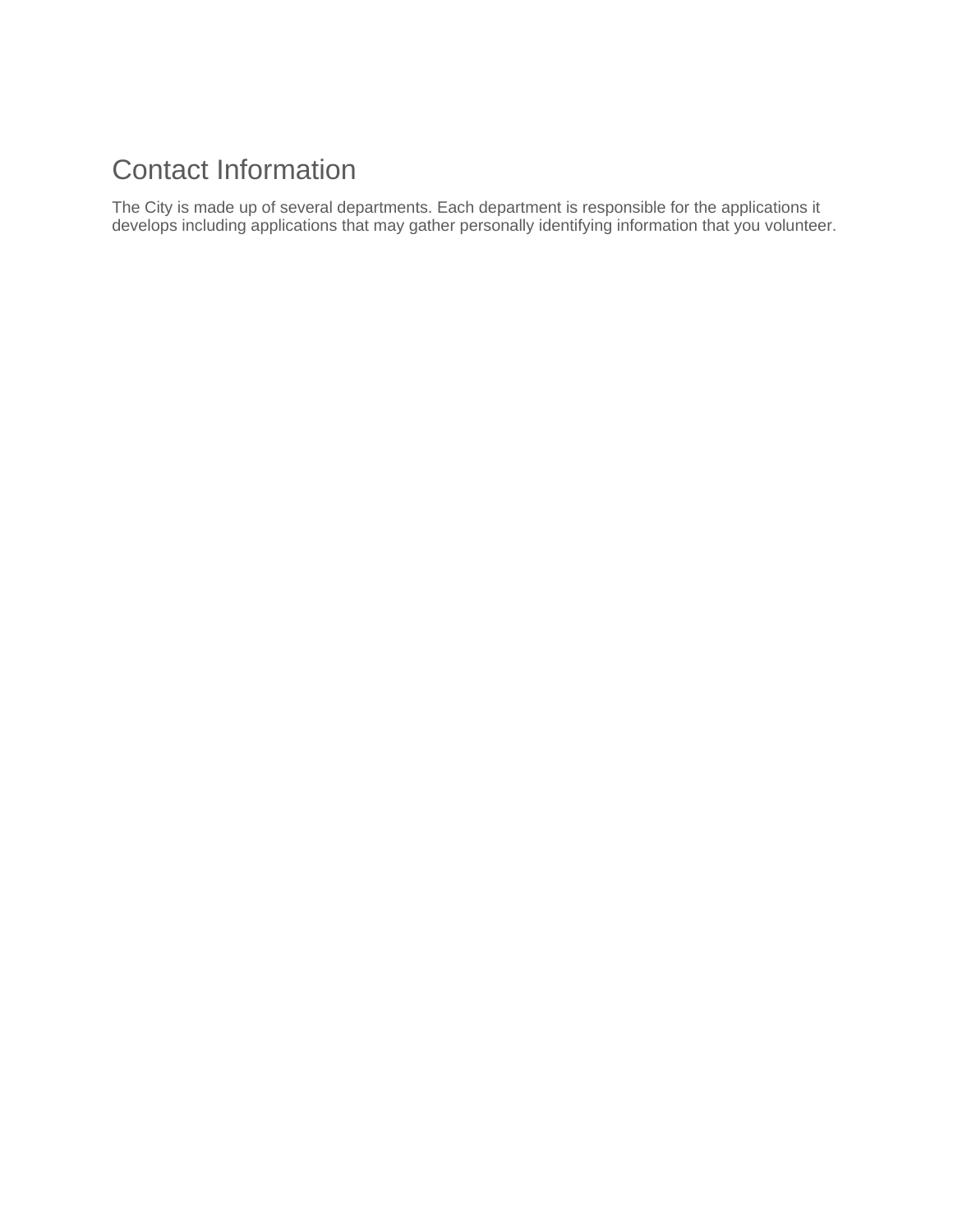## Contact Information

The City is made up of several departments. Each department is responsible for the applications it develops including applications that may gather personally identifying information that you volunteer.